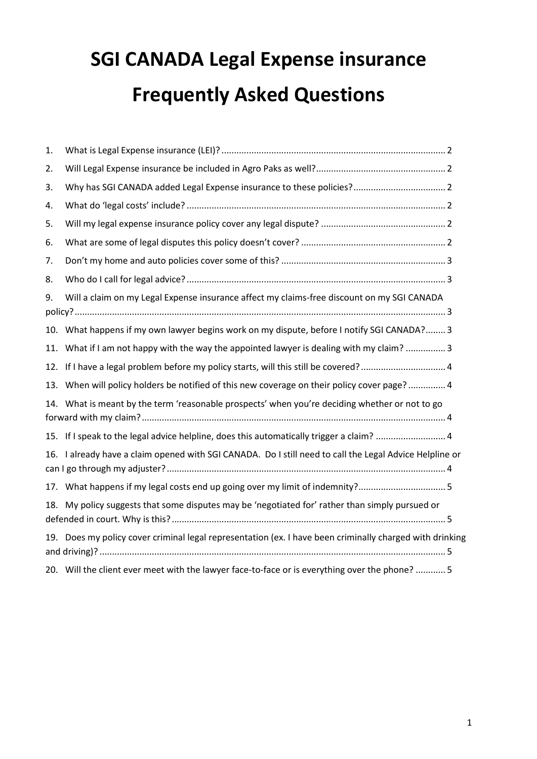# SGI CANADA Legal Expense insurance Frequently Asked Questions

1. What is Legal Expense insurance (LEI)? ........................................................................................ 2
2. Will Legal Expense insurance be included in Agro Paks as well? .................................................. 2
3. Why has SGI CANADA added Legal Expense insurance to these policies? .................................... 2
4. What do 'legal costs' include? ...................................................................................................... 2
5. Will my legal expense insurance policy cover any legal dispute? ................................................. 2
6. What are some of legal disputes this policy doesn't cover? ......................................................... 2
7. Don't my home and auto policies cover some of this? ................................................................. 3
8. Who do I call for legal advice? ...................................................................................................... 3
9. Will a claim on my Legal Expense insurance affect my claims-free discount on my SGI CANADA policy? .................................................................................................................................................. 3
10. What happens if my own lawyer begins work on my dispute, before I notify SGI CANADA? ........ 3
11. What if I am not happy with the way the appointed lawyer is dealing with my claim? ................ 3
12. If I have a legal problem before my policy starts, will this still be covered? ................................. 4
13. When will policy holders be notified of this new coverage on their policy cover page? ............... 4
14. What is meant by the term 'reasonable prospects' when you're deciding whether or not to go forward with my claim? ........................................................................................................................ 4
15. If I speak to the legal advice helpline, does this automatically trigger a claim? ............................ 4
16. I already have a claim opened with SGI CANADA. Do I still need to call the Legal Advice Helpline or can I go through my adjuster? .............................................................................................................. 4
17. What happens if my legal costs end up going over my limit of indemnity? .................................. 5
18. My policy suggests that some disputes may be 'negotiated for' rather than simply pursued or defended in court. Why is this? ............................................................................................................ 5
19. Does my policy cover criminal legal representation (ex. I have been criminally charged with drinking and driving)? ........................................................................................................................................ 5
20. Will the client ever meet with the lawyer face-to-face or is everything over the phone? ............ 5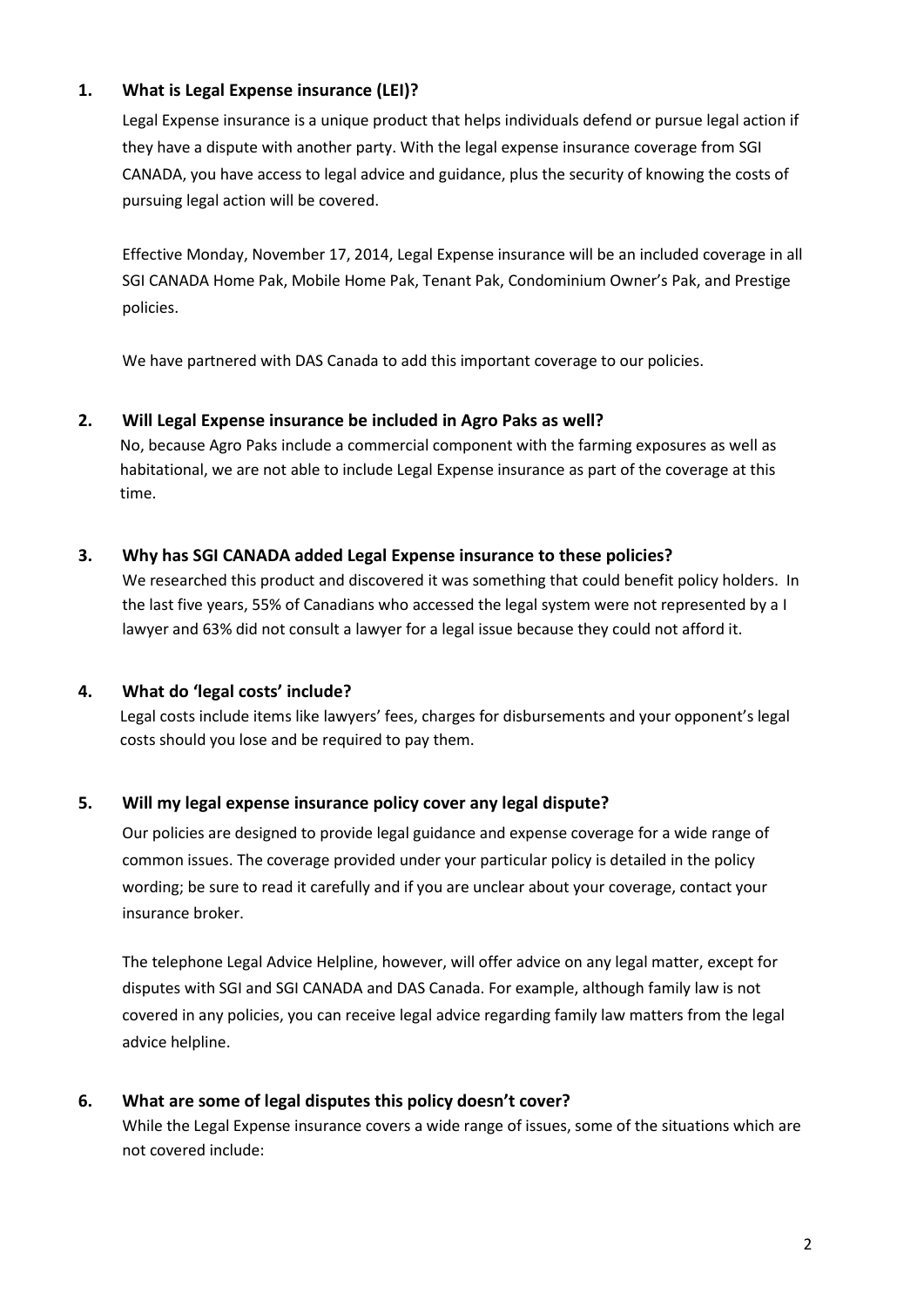## 1. What is Legal Expense insurance (LEI)?

Legal Expense insurance is a unique product that helps individuals defend or pursue legal action if they have a dispute with another party. With the legal expense insurance coverage from SGI CANADA, you have access to legal advice and guidance, plus the security of knowing the costs of pursuing legal action will be covered.

Effective Monday, November 17, 2014, Legal Expense insurance will be an included coverage in all SGI CANADA Home Pak, Mobile Home Pak, Tenant Pak, Condominium Owner's Pak, and Prestige policies.

We have partnered with DAS Canada to add this important coverage to our policies.

## 2. Will Legal Expense insurance be included in Agro Paks as well?

No, because Agro Paks include a commercial component with the farming exposures as well as habitational, we are not able to include Legal Expense insurance as part of the coverage at this time.

## 3. Why has SGI CANADA added Legal Expense insurance to these policies?

We researched this product and discovered it was something that could benefit policy holders. In the last five years, 55% of Canadians who accessed the legal system were not represented by a I lawyer and 63% did not consult a lawyer for a legal issue because they could not afford it.

## 4. What do 'legal costs' include?

Legal costs include items like lawyers' fees, charges for disbursements and your opponent's legal costs should you lose and be required to pay them.

## 5. Will my legal expense insurance policy cover any legal dispute?

Our policies are designed to provide legal guidance and expense coverage for a wide range of common issues. The coverage provided under your particular policy is detailed in the policy wording; be sure to read it carefully and if you are unclear about your coverage, contact your insurance broker.

The telephone Legal Advice Helpline, however, will offer advice on any legal matter, except for disputes with SGI and SGI CANADA and DAS Canada. For example, although family law is not covered in any policies, you can receive legal advice regarding family law matters from the legal advice helpline.

## 6. What are some of legal disputes this policy doesn't cover?

While the Legal Expense insurance covers a wide range of issues, some of the situations which are not covered include: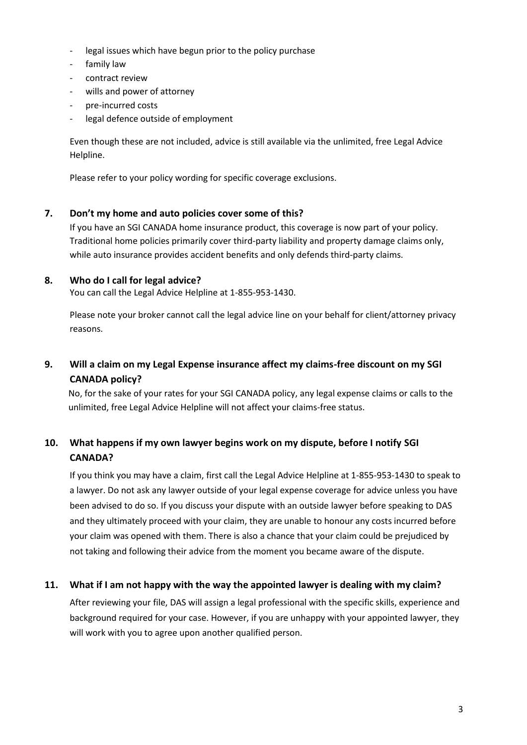- legal issues which have begun prior to the policy purchase
- family law
- contract review
- wills and power of attorney
- pre-incurred costs
- legal defence outside of employment

Even though these are not included, advice is still available via the unlimited, free Legal Advice Helpline.

Please refer to your policy wording for specific coverage exclusions.

### 7. Don't my home and auto policies cover some of this?

If you have an SGI CANADA home insurance product, this coverage is now part of your policy. Traditional home policies primarily cover third-party liability and property damage claims only, while auto insurance provides accident benefits and only defends third-party claims.

### 8. Who do I call for legal advice?

You can call the Legal Advice Helpline at 1-855-953-1430.

Please note your broker cannot call the legal advice line on your behalf for client/attorney privacy reasons.

### 9. Will a claim on my Legal Expense insurance affect my claims-free discount on my SGI CANADA policy?

No, for the sake of your rates for your SGI CANADA policy, any legal expense claims or calls to the unlimited, free Legal Advice Helpline will not affect your claims-free status.

### 10. What happens if my own lawyer begins work on my dispute, before I notify SGI CANADA?

If you think you may have a claim, first call the Legal Advice Helpline at 1-855-953-1430 to speak to a lawyer. Do not ask any lawyer outside of your legal expense coverage for advice unless you have been advised to do so. If you discuss your dispute with an outside lawyer before speaking to DAS and they ultimately proceed with your claim, they are unable to honour any costs incurred before your claim was opened with them. There is also a chance that your claim could be prejudiced by not taking and following their advice from the moment you became aware of the dispute.

### 11. What if I am not happy with the way the appointed lawyer is dealing with my claim?

After reviewing your file, DAS will assign a legal professional with the specific skills, experience and background required for your case. However, if you are unhappy with your appointed lawyer, they will work with you to agree upon another qualified person.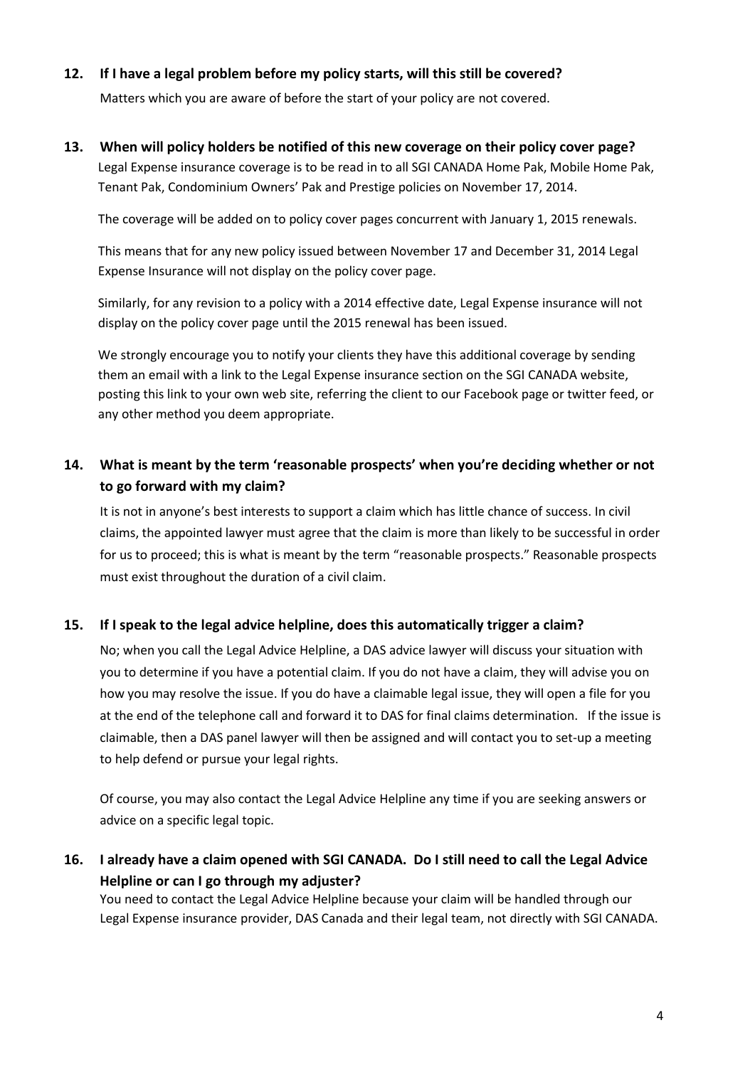**12. If I have a legal problem before my policy starts, will this still be covered?**

Matters which you are aware of before the start of your policy are not covered.

**13. When will policy holders be notified of this new coverage on their policy cover page?**

Legal Expense insurance coverage is to be read in to all SGI CANADA Home Pak, Mobile Home Pak, Tenant Pak, Condominium Owners' Pak and Prestige policies on November 17, 2014.

The coverage will be added on to policy cover pages concurrent with January 1, 2015 renewals.

This means that for any new policy issued between November 17 and December 31, 2014 Legal Expense Insurance will not display on the policy cover page.

Similarly, for any revision to a policy with a 2014 effective date, Legal Expense insurance will not display on the policy cover page until the 2015 renewal has been issued.

We strongly encourage you to notify your clients they have this additional coverage by sending them an email with a link to the Legal Expense insurance section on the SGI CANADA website, posting this link to your own web site, referring the client to our Facebook page or twitter feed, or any other method you deem appropriate.

**14. What is meant by the term 'reasonable prospects' when you're deciding whether or not to go forward with my claim?**

It is not in anyone's best interests to support a claim which has little chance of success. In civil claims, the appointed lawyer must agree that the claim is more than likely to be successful in order for us to proceed; this is what is meant by the term "reasonable prospects." Reasonable prospects must exist throughout the duration of a civil claim.

**15. If I speak to the legal advice helpline, does this automatically trigger a claim?**

No; when you call the Legal Advice Helpline, a DAS advice lawyer will discuss your situation with you to determine if you have a potential claim. If you do not have a claim, they will advise you on how you may resolve the issue. If you do have a claimable legal issue, they will open a file for you at the end of the telephone call and forward it to DAS for final claims determination. If the issue is claimable, then a DAS panel lawyer will then be assigned and will contact you to set-up a meeting to help defend or pursue your legal rights.

Of course, you may also contact the Legal Advice Helpline any time if you are seeking answers or advice on a specific legal topic.

**16. I already have a claim opened with SGI CANADA. Do I still need to call the Legal Advice Helpline or can I go through my adjuster?**

You need to contact the Legal Advice Helpline because your claim will be handled through our Legal Expense insurance provider, DAS Canada and their legal team, not directly with SGI CANADA.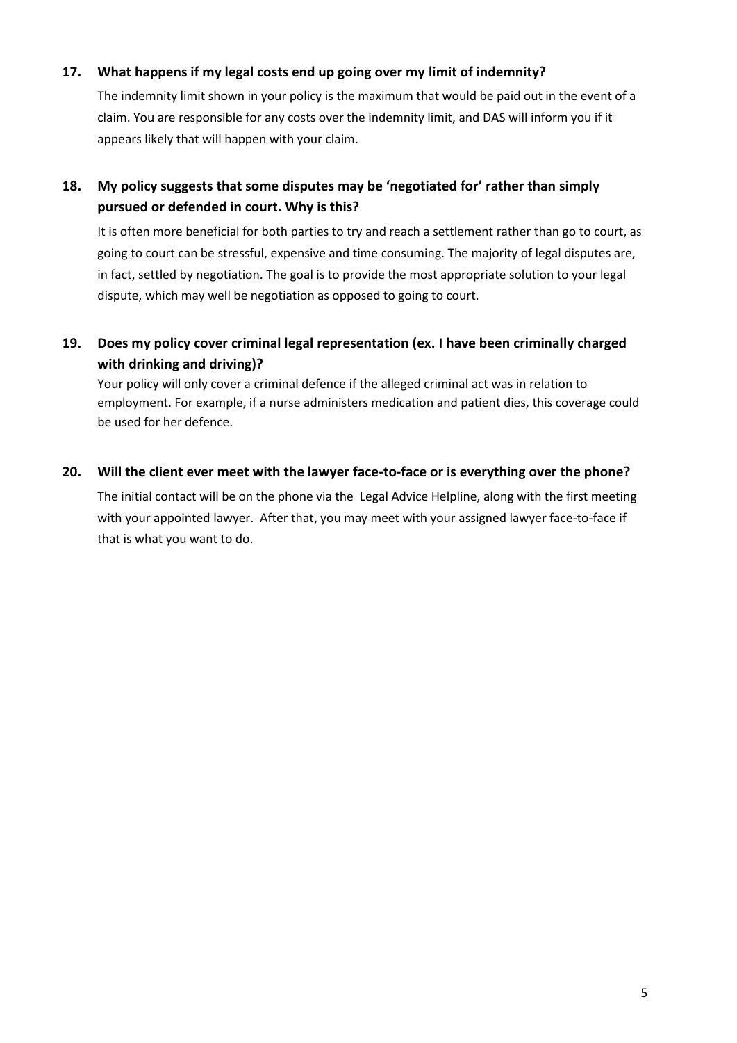**17. What happens if my legal costs end up going over my limit of indemnity?**

The indemnity limit shown in your policy is the maximum that would be paid out in the event of a claim. You are responsible for any costs over the indemnity limit, and DAS will inform you if it appears likely that will happen with your claim.

**18. My policy suggests that some disputes may be 'negotiated for' rather than simply pursued or defended in court. Why is this?**

It is often more beneficial for both parties to try and reach a settlement rather than go to court, as going to court can be stressful, expensive and time consuming. The majority of legal disputes are, in fact, settled by negotiation. The goal is to provide the most appropriate solution to your legal dispute, which may well be negotiation as opposed to going to court.

**19. Does my policy cover criminal legal representation (ex. I have been criminally charged with drinking and driving)?**

Your policy will only cover a criminal defence if the alleged criminal act was in relation to employment. For example, if a nurse administers medication and patient dies, this coverage could be used for her defence.

**20. Will the client ever meet with the lawyer face-to-face or is everything over the phone?**

The initial contact will be on the phone via the Legal Advice Helpline, along with the first meeting with your appointed lawyer. After that, you may meet with your assigned lawyer face-to-face if that is what you want to do.